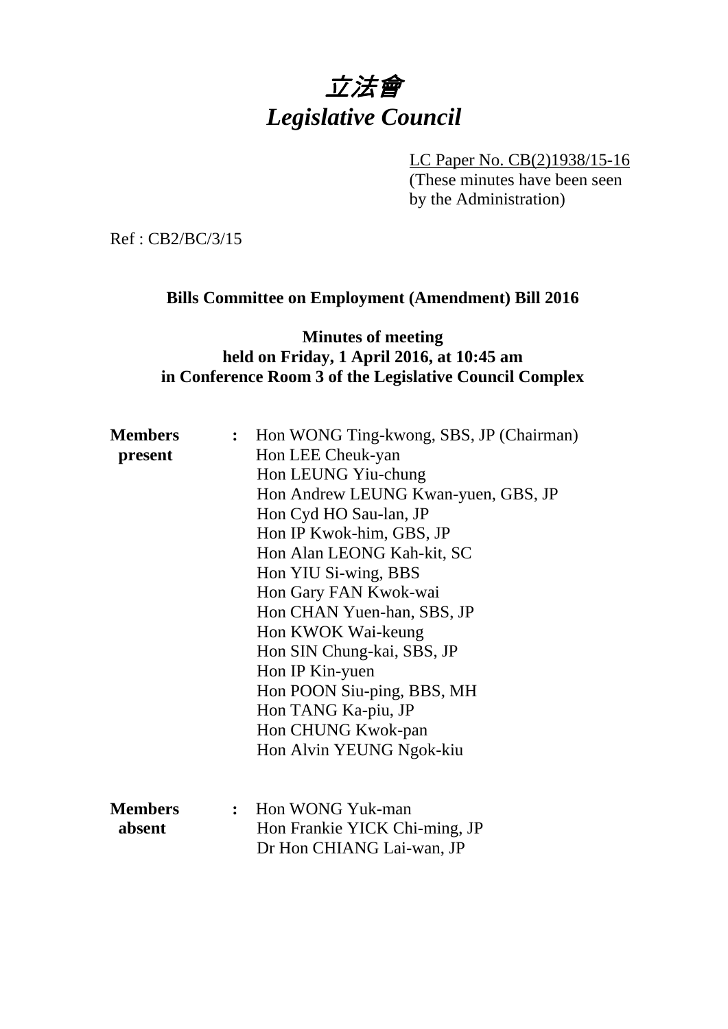# *立法會*
# *Legislative Council*

LC Paper No. CB(2)1938/15-16
(These minutes have been seen by the Administration)

Ref : CB2/BC/3/15

### Bills Committee on Employment (Amendment) Bill 2016

### Minutes of meeting
### held on Friday, 1 April 2016, at 10:45 am
### in Conference Room 3 of the Legislative Council Complex

**Members present** :
Hon WONG Ting-kwong, SBS, JP (Chairman)
Hon LEE Cheuk-yan
Hon LEUNG Yiu-chung
Hon Andrew LEUNG Kwan-yuen, GBS, JP
Hon Cyd HO Sau-lan, JP
Hon IP Kwok-him, GBS, JP
Hon Alan LEONG Kah-kit, SC
Hon YIU Si-wing, BBS
Hon Gary FAN Kwok-wai
Hon CHAN Yuen-han, SBS, JP
Hon KWOK Wai-keung
Hon SIN Chung-kai, SBS, JP
Hon IP Kin-yuen
Hon POON Siu-ping, BBS, MH
Hon TANG Ka-piu, JP
Hon CHUNG Kwok-pan
Hon Alvin YEUNG Ngok-kiu

**Members absent** :
Hon WONG Yuk-man
Hon Frankie YICK Chi-ming, JP
Dr Hon CHIANG Lai-wan, JP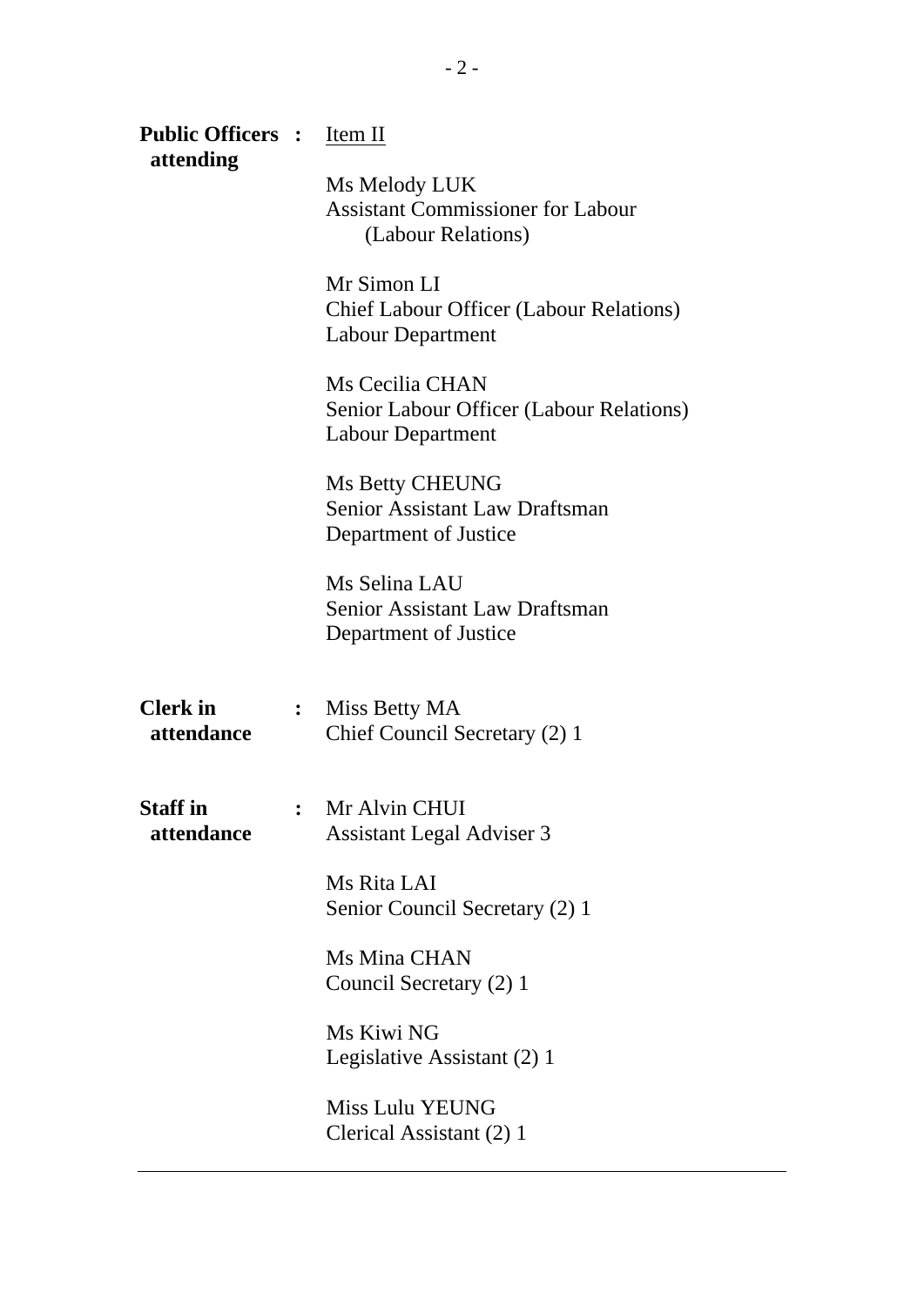**Public Officers attending** : <u>Item II</u>

Ms Melody LUK
Assistant Commissioner for Labour
(Labour Relations)

Mr Simon LI
Chief Labour Officer (Labour Relations)
Labour Department

Ms Cecilia CHAN
Senior Labour Officer (Labour Relations)
Labour Department

Ms Betty CHEUNG
Senior Assistant Law Draftsman
Department of Justice

Ms Selina LAU
Senior Assistant Law Draftsman
Department of Justice

**Clerk in attendance** : Miss Betty MA
Chief Council Secretary (2) 1

**Staff in attendance** : Mr Alvin CHUI
Assistant Legal Adviser 3

Ms Rita LAI
Senior Council Secretary (2) 1

Ms Mina CHAN
Council Secretary (2) 1

Ms Kiwi NG
Legislative Assistant (2) 1

Miss Lulu YEUNG
Clerical Assistant (2) 1

---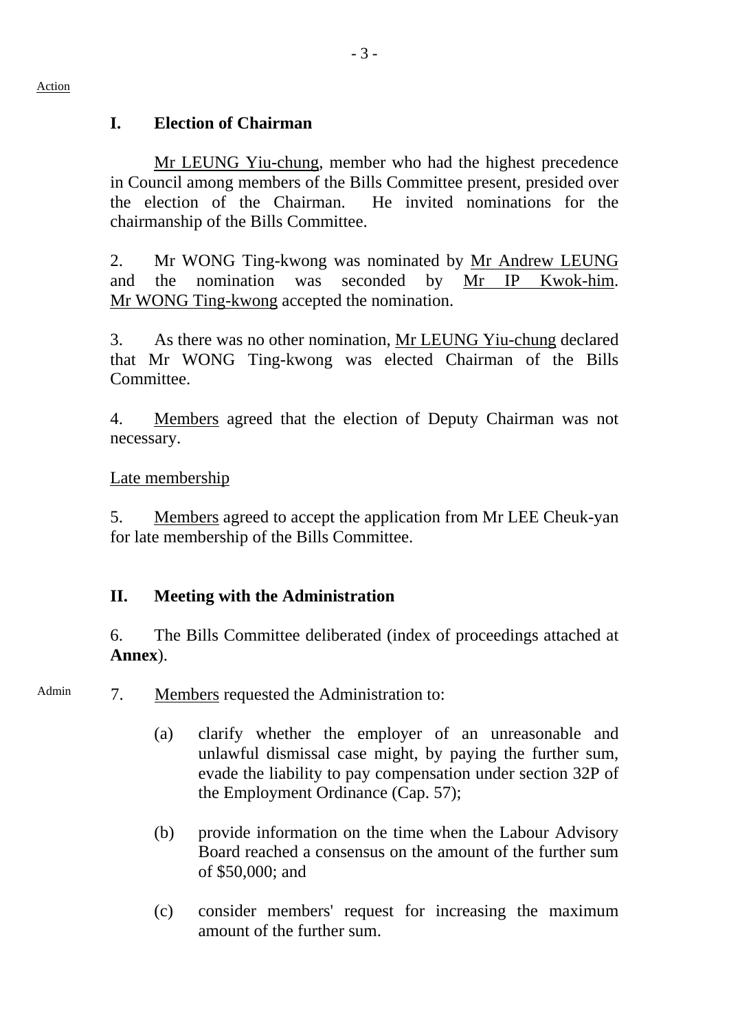Action

## I. Election of Chairman

Mr LEUNG Yiu-chung, member who had the highest precedence in Council among members of the Bills Committee present, presided over the election of the Chairman. He invited nominations for the chairmanship of the Bills Committee.

2. Mr WONG Ting-kwong was nominated by Mr Andrew LEUNG and the nomination was seconded by Mr IP Kwok-him. Mr WONG Ting-kwong accepted the nomination.

3. As there was no other nomination, Mr LEUNG Yiu-chung declared that Mr WONG Ting-kwong was elected Chairman of the Bills Committee.

4. Members agreed that the election of Deputy Chairman was not necessary.

Late membership

5. Members agreed to accept the application from Mr LEE Cheuk-yan for late membership of the Bills Committee.

## II. Meeting with the Administration

6. The Bills Committee deliberated (index of proceedings attached at **Annex**).

Admin

7. Members requested the Administration to:

(a) clarify whether the employer of an unreasonable and unlawful dismissal case might, by paying the further sum, evade the liability to pay compensation under section 32P of the Employment Ordinance (Cap. 57);

(b) provide information on the time when the Labour Advisory Board reached a consensus on the amount of the further sum of $50,000; and

(c) consider members' request for increasing the maximum amount of the further sum.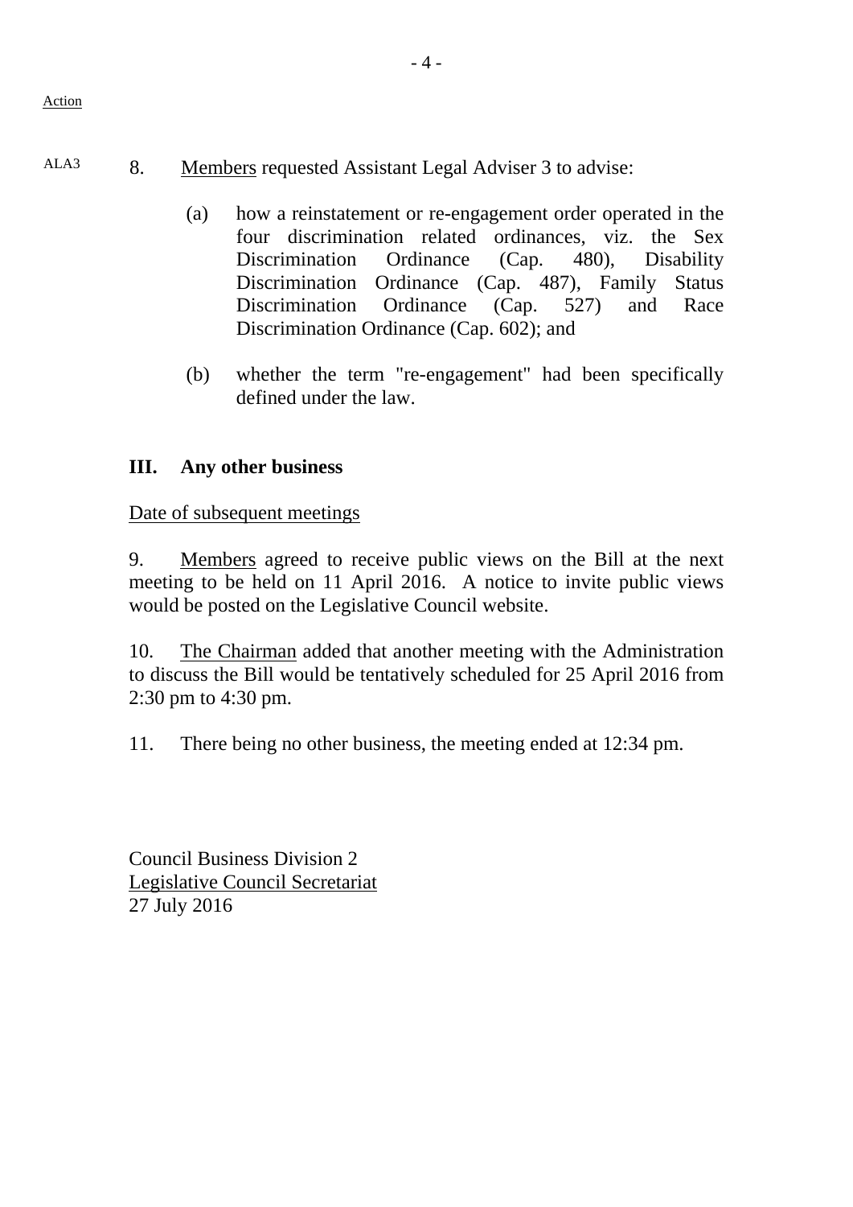Action

ALA3 8. Members requested Assistant Legal Adviser 3 to advise:

(a) how a reinstatement or re-engagement order operated in the four discrimination related ordinances, viz. the Sex Discrimination Ordinance (Cap. 480), Disability Discrimination Ordinance (Cap. 487), Family Status Discrimination Ordinance (Cap. 527) and Race Discrimination Ordinance (Cap. 602); and

(b) whether the term "re-engagement" had been specifically defined under the law.

## III. Any other business

Date of subsequent meetings

9. Members agreed to receive public views on the Bill at the next meeting to be held on 11 April 2016. A notice to invite public views would be posted on the Legislative Council website.

10. The Chairman added that another meeting with the Administration to discuss the Bill would be tentatively scheduled for 25 April 2016 from 2:30 pm to 4:30 pm.

11. There being no other business, the meeting ended at 12:34 pm.

Council Business Division 2
Legislative Council Secretariat
27 July 2016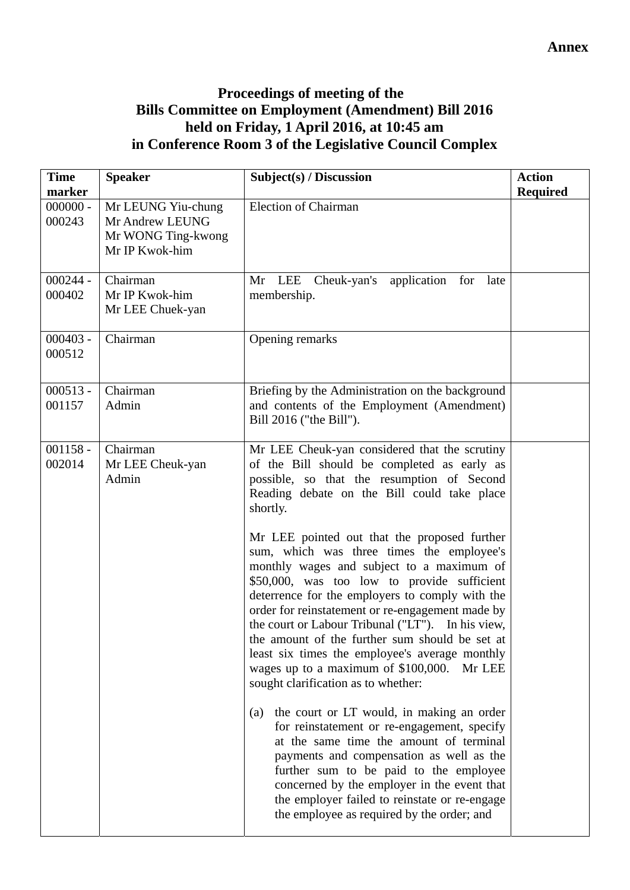**Annex**

**Proceedings of meeting of the**
**Bills Committee on Employment (Amendment) Bill 2016**
**held on Friday, 1 April 2016, at 10:45 am**
**in Conference Room 3 of the Legislative Council Complex**

| Time marker | Speaker | Subject(s) / Discussion | Action Required |
|---|---|---|---|
| 000000 - 000243 | Mr LEUNG Yiu-chung<br>Mr Andrew LEUNG<br>Mr WONG Ting-kwong<br>Mr IP Kwok-him | Election of Chairman | |
| 000244 - 000402 | Chairman<br>Mr IP Kwok-him<br>Mr LEE Chuek-yan | Mr LEE Cheuk-yan's application for late membership. | |
| 000403 - 000512 | Chairman | Opening remarks | |
| 000513 - 001157 | Chairman<br>Admin | Briefing by the Administration on the background and contents of the Employment (Amendment) Bill 2016 ("the Bill"). | |
| 001158 - 002014 | Chairman<br>Mr LEE Cheuk-yan<br>Admin | Mr LEE Cheuk-yan considered that the scrutiny of the Bill should be completed as early as possible, so that the resumption of Second Reading debate on the Bill could take place shortly.<br><br>Mr LEE pointed out that the proposed further sum, which was three times the employee's monthly wages and subject to a maximum of $50,000, was too low to provide sufficient deterrence for the employers to comply with the order for reinstatement or re-engagement made by the court or Labour Tribunal ("LT"). In his view, the amount of the further sum should be set at least six times the employee's average monthly wages up to a maximum of $100,000. Mr LEE sought clarification as to whether:<br><br>(a) the court or LT would, in making an order for reinstatement or re-engagement, specify at the same time the amount of terminal payments and compensation as well as the further sum to be paid to the employee concerned by the employer in the event that the employer failed to reinstate or re-engage the employee as required by the order; and | |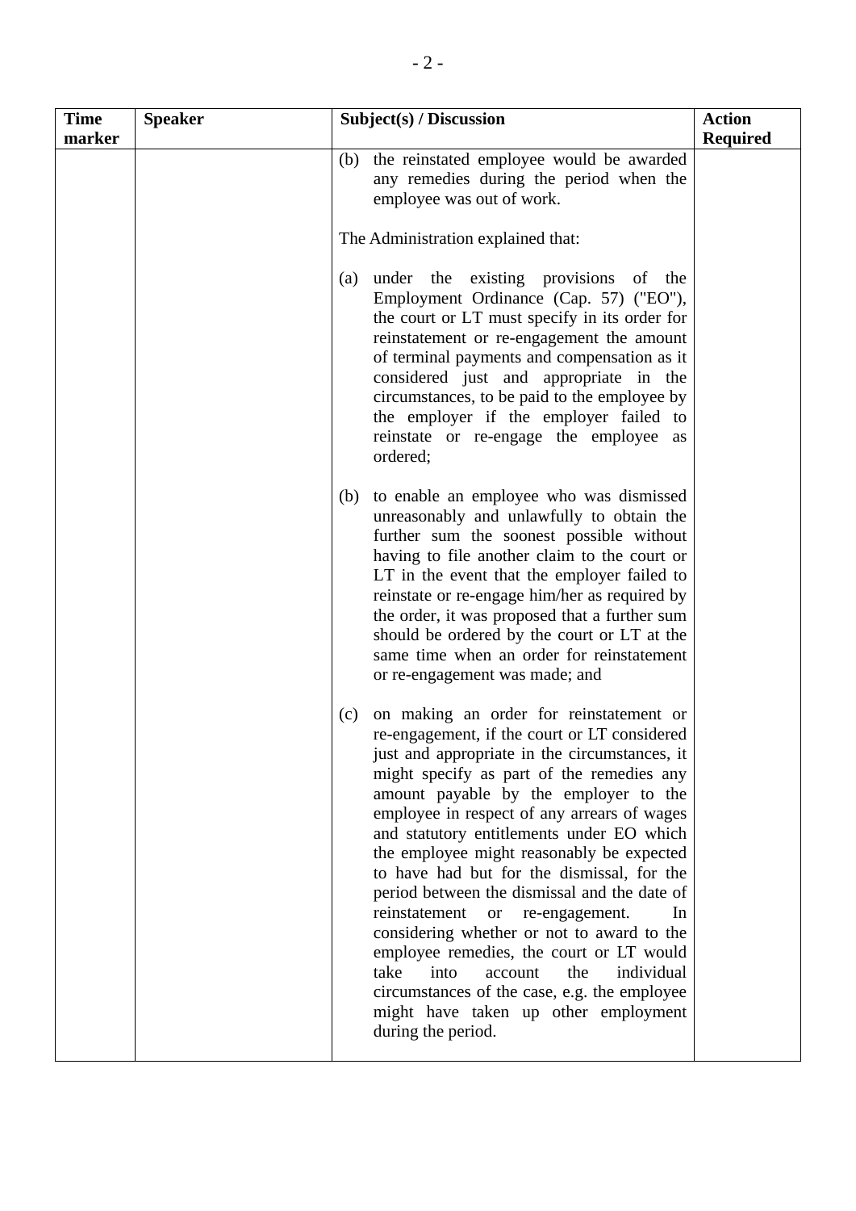| Time marker | Speaker | Subject(s) / Discussion | Action Required |
|---|---|---|---|
| | | (b) the reinstated employee would be awarded any remedies during the period when the employee was out of work.<br><br>The Administration explained that:<br><br>(a) under the existing provisions of the Employment Ordinance (Cap. 57) ("EO"), the court or LT must specify in its order for reinstatement or re-engagement the amount of terminal payments and compensation as it considered just and appropriate in the circumstances, to be paid to the employee by the employer if the employer failed to reinstate or re-engage the employee as ordered;<br><br>(b) to enable an employee who was dismissed unreasonably and unlawfully to obtain the further sum the soonest possible without having to file another claim to the court or LT in the event that the employer failed to reinstate or re-engage him/her as required by the order, it was proposed that a further sum should be ordered by the court or LT at the same time when an order for reinstatement or re-engagement was made; and<br><br>(c) on making an order for reinstatement or re-engagement, if the court or LT considered just and appropriate in the circumstances, it might specify as part of the remedies any amount payable by the employer to the employee in respect of any arrears of wages and statutory entitlements under EO which the employee might reasonably be expected to have had but for the dismissal, for the period between the dismissal and the date of reinstatement or re-engagement. In considering whether or not to award to the employee remedies, the court or LT would take into account the individual circumstances of the case, e.g. the employee might have taken up other employment during the period. | |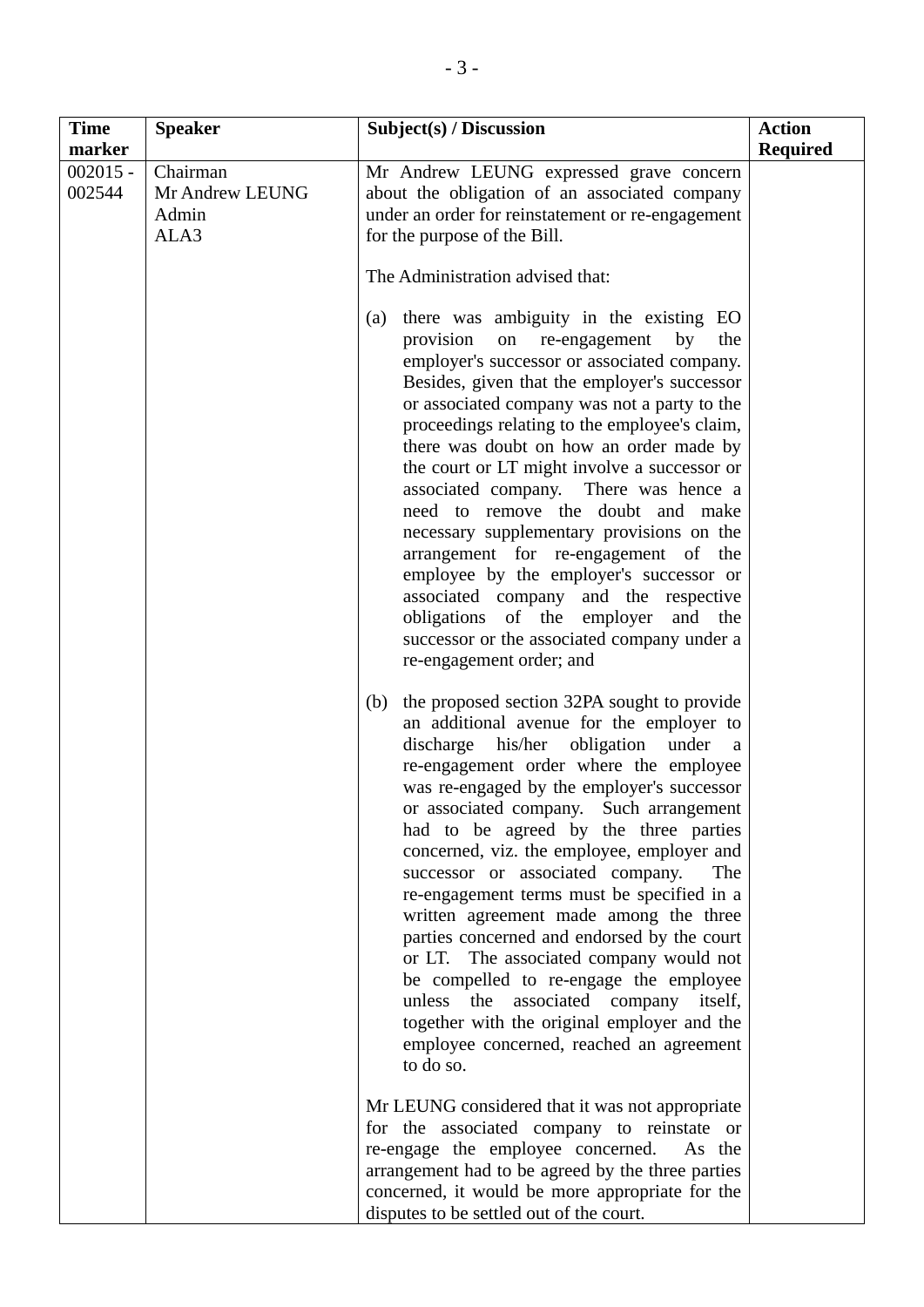| Time marker | Speaker | Subject(s) / Discussion | Action Required |
|---|---|---|---|
| 002015 - 002544 | Chairman<br>Mr Andrew LEUNG<br>Admin<br>ALA3 | Mr Andrew LEUNG expressed grave concern about the obligation of an associated company under an order for reinstatement or re-engagement for the purpose of the Bill.<br><br>The Administration advised that:<br><br>(a) there was ambiguity in the existing EO provision on re-engagement by the employer's successor or associated company. Besides, given that the employer's successor or associated company was not a party to the proceedings relating to the employee's claim, there was doubt on how an order made by the court or LT might involve a successor or associated company. There was hence a need to remove the doubt and make necessary supplementary provisions on the arrangement for re-engagement of the employee by the employer's successor or associated company and the respective obligations of the employer and the successor or the associated company under a re-engagement order; and<br><br>(b) the proposed section 32PA sought to provide an additional avenue for the employer to discharge his/her obligation under a re-engagement order where the employee was re-engaged by the employer's successor or associated company. Such arrangement had to be agreed by the three parties concerned, viz. the employee, employer and successor or associated company. The re-engagement terms must be specified in a written agreement made among the three parties concerned and endorsed by the court or LT. The associated company would not be compelled to re-engage the employee unless the associated company itself, together with the original employer and the employee concerned, reached an agreement to do so.<br><br>Mr LEUNG considered that it was not appropriate for the associated company to reinstate or re-engage the employee concerned. As the arrangement had to be agreed by the three parties concerned, it would be more appropriate for the disputes to be settled out of the court. | |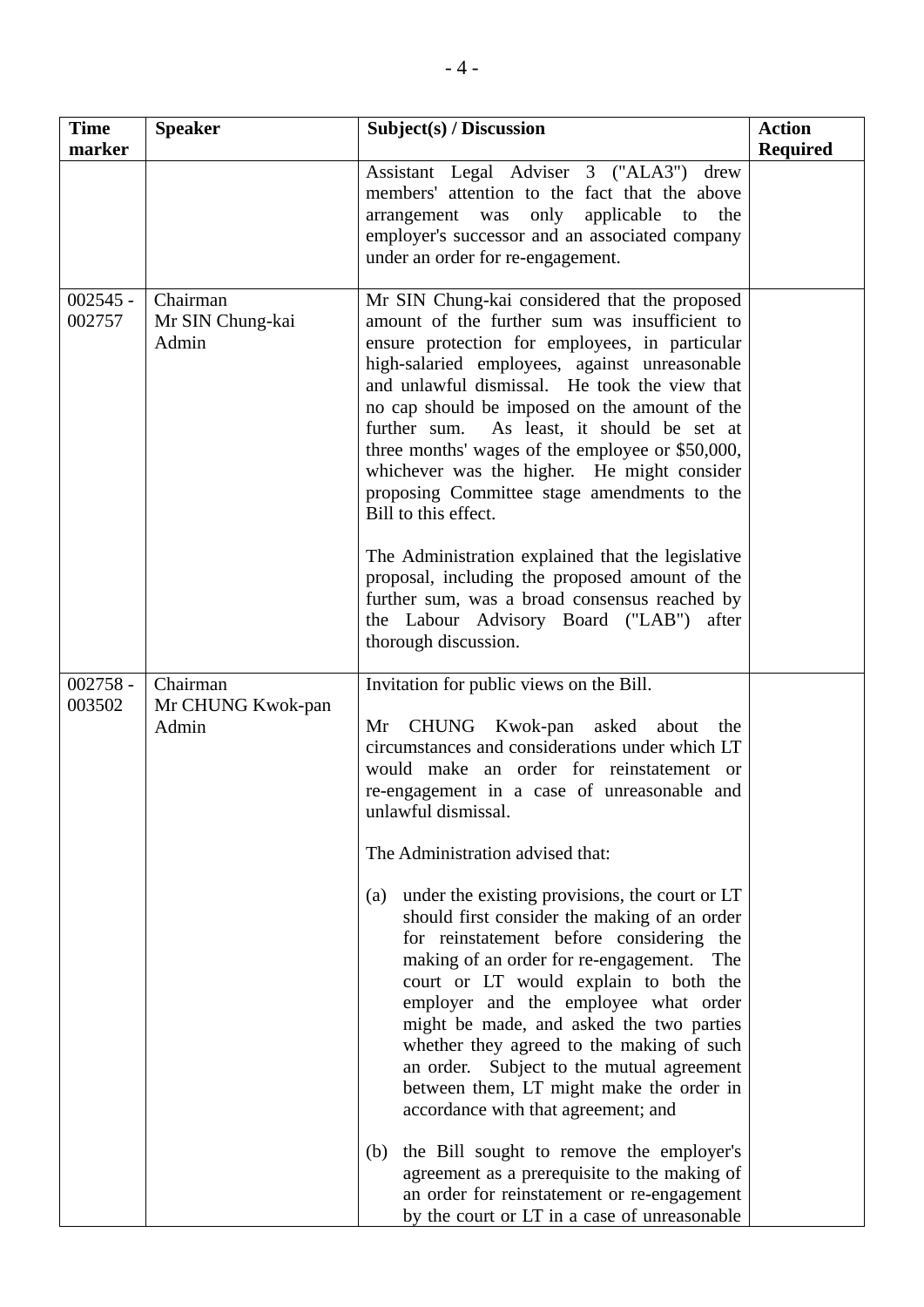| Time marker | Speaker | Subject(s) / Discussion | Action Required |
|---|---|---|---|
| | | Assistant Legal Adviser 3 ("ALA3") drew members' attention to the fact that the above arrangement was only applicable to the employer's successor and an associated company under an order for re-engagement. | |
| 002545 - 002757 | Chairman<br>Mr SIN Chung-kai<br>Admin | Mr SIN Chung-kai considered that the proposed amount of the further sum was insufficient to ensure protection for employees, in particular high-salaried employees, against unreasonable and unlawful dismissal. He took the view that no cap should be imposed on the amount of the further sum. As least, it should be set at three months' wages of the employee or $50,000, whichever was the higher. He might consider proposing Committee stage amendments to the Bill to this effect.<br><br>The Administration explained that the legislative proposal, including the proposed amount of the further sum, was a broad consensus reached by the Labour Advisory Board ("LAB") after thorough discussion. | |
| 002758 - 003502 | Chairman<br>Mr CHUNG Kwok-pan<br>Admin | Invitation for public views on the Bill.<br><br>Mr CHUNG Kwok-pan asked about the circumstances and considerations under which LT would make an order for reinstatement or re-engagement in a case of unreasonable and unlawful dismissal.<br><br>The Administration advised that:<br><br>(a) under the existing provisions, the court or LT should first consider the making of an order for reinstatement before considering the making of an order for re-engagement. The court or LT would explain to both the employer and the employee what order might be made, and asked the two parties whether they agreed to the making of such an order. Subject to the mutual agreement between them, LT might make the order in accordance with that agreement; and<br><br>(b) the Bill sought to remove the employer's agreement as a prerequisite to the making of an order for reinstatement or re-engagement by the court or LT in a case of unreasonable | |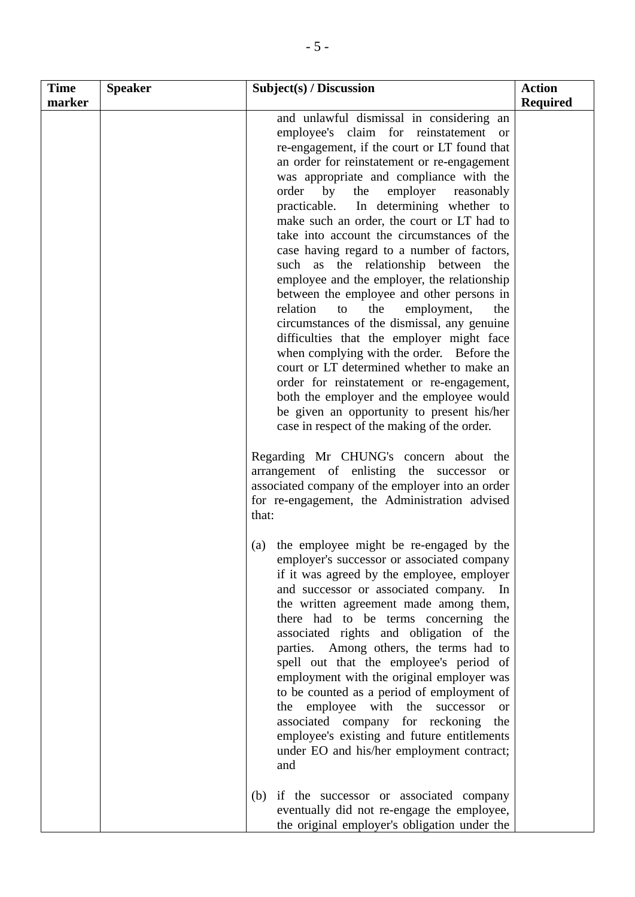| Time marker | Speaker | Subject(s) / Discussion | Action Required |
|---|---|---|---|
| | | and unlawful dismissal in considering an employee's claim for reinstatement or re-engagement, if the court or LT found that an order for reinstatement or re-engagement was appropriate and compliance with the order by the employer reasonably practicable. In determining whether to make such an order, the court or LT had to take into account the circumstances of the case having regard to a number of factors, such as the relationship between the employee and the employer, the relationship between the employee and other persons in relation to the employment, the circumstances of the dismissal, any genuine difficulties that the employer might face when complying with the order. Before the court or LT determined whether to make an order for reinstatement or re-engagement, both the employer and the employee would be given an opportunity to present his/her case in respect of the making of the order.<br><br>Regarding Mr CHUNG's concern about the arrangement of enlisting the successor or associated company of the employer into an order for re-engagement, the Administration advised that:<br><br>(a) the employee might be re-engaged by the employer's successor or associated company if it was agreed by the employee, employer and successor or associated company. In the written agreement made among them, there had to be terms concerning the associated rights and obligation of the parties. Among others, the terms had to spell out that the employee's period of employment with the original employer was to be counted as a period of employment of the employee with the successor or associated company for reckoning the employee's existing and future entitlements under EO and his/her employment contract; and<br><br>(b) if the successor or associated company eventually did not re-engage the employee, the original employer's obligation under the | |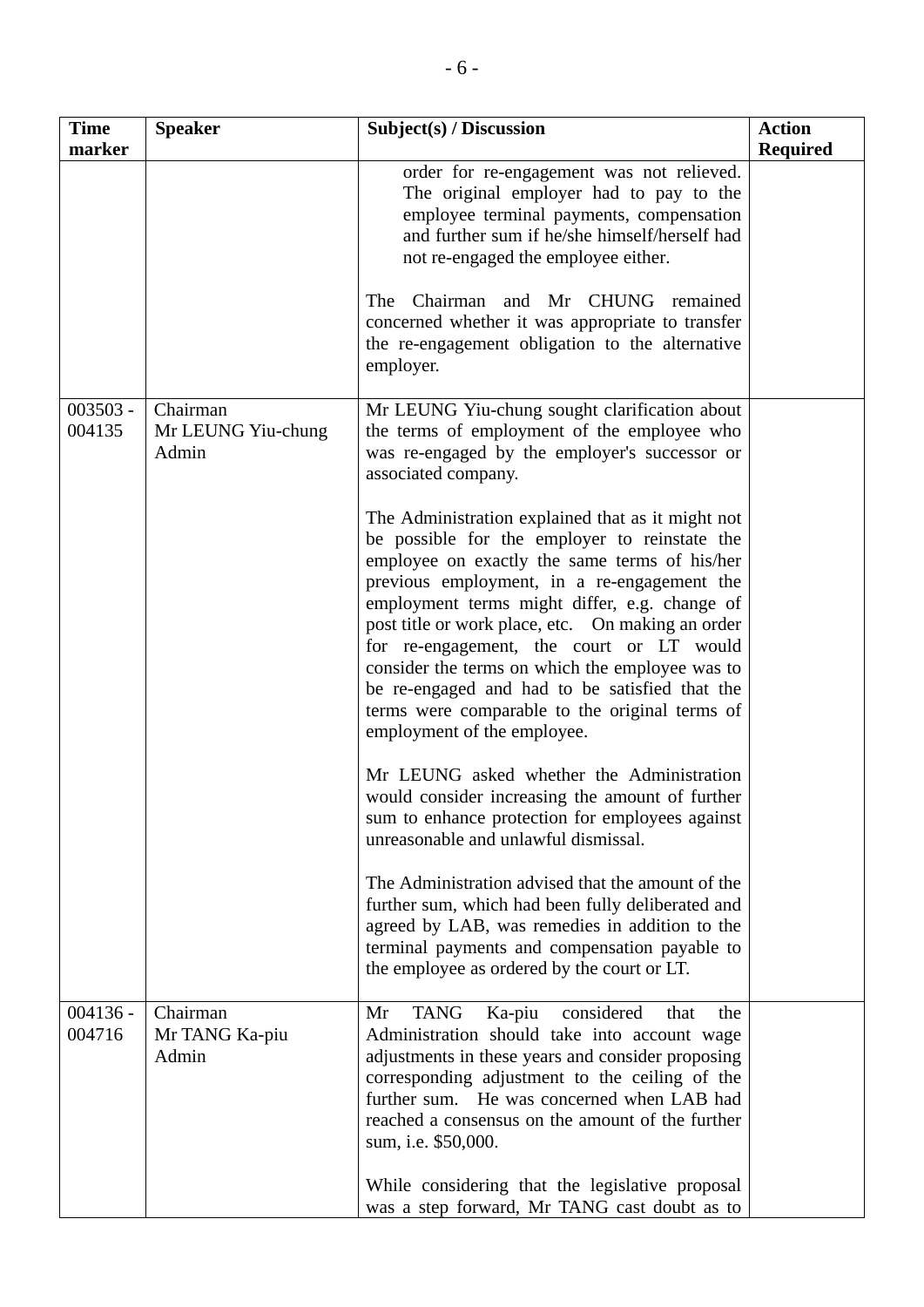| Time marker | Speaker | Subject(s) / Discussion | Action Required |
|---|---|---|---|
| | | order for re-engagement was not relieved. The original employer had to pay to the employee terminal payments, compensation and further sum if he/she himself/herself had not re-engaged the employee either.<br><br>The Chairman and Mr CHUNG remained concerned whether it was appropriate to transfer the re-engagement obligation to the alternative employer. | |
| 003503 - 004135 | Chairman<br>Mr LEUNG Yiu-chung<br>Admin | Mr LEUNG Yiu-chung sought clarification about the terms of employment of the employee who was re-engaged by the employer's successor or associated company.<br><br>The Administration explained that as it might not be possible for the employer to reinstate the employee on exactly the same terms of his/her previous employment, in a re-engagement the employment terms might differ, e.g. change of post title or work place, etc. On making an order for re-engagement, the court or LT would consider the terms on which the employee was to be re-engaged and had to be satisfied that the terms were comparable to the original terms of employment of the employee.<br><br>Mr LEUNG asked whether the Administration would consider increasing the amount of further sum to enhance protection for employees against unreasonable and unlawful dismissal.<br><br>The Administration advised that the amount of the further sum, which had been fully deliberated and agreed by LAB, was remedies in addition to the terminal payments and compensation payable to the employee as ordered by the court or LT. | |
| 004136 - 004716 | Chairman<br>Mr TANG Ka-piu<br>Admin | Mr TANG Ka-piu considered that the Administration should take into account wage adjustments in these years and consider proposing corresponding adjustment to the ceiling of the further sum. He was concerned when LAB had reached a consensus on the amount of the further sum, i.e. $50,000.<br><br>While considering that the legislative proposal was a step forward, Mr TANG cast doubt as to | |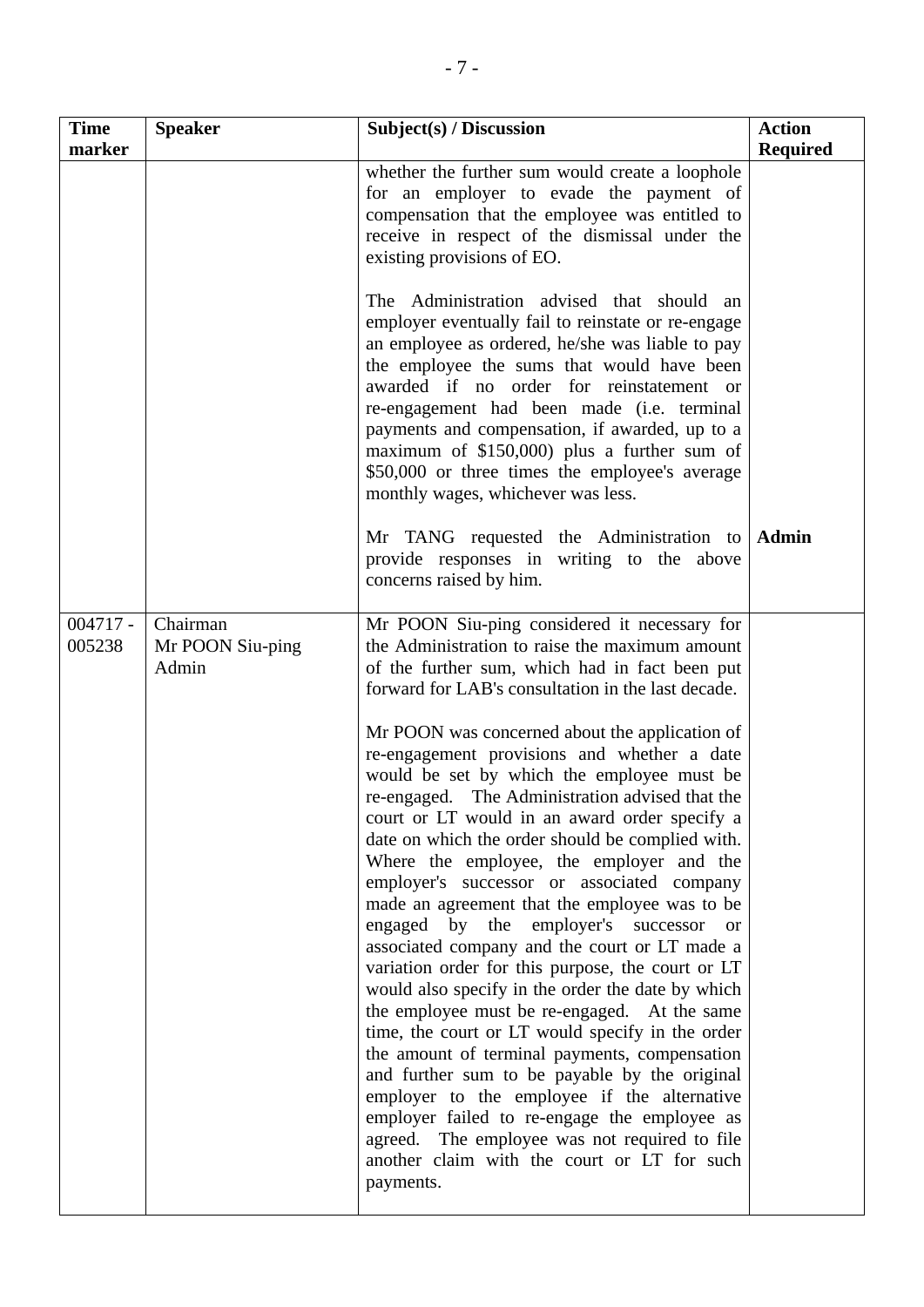| Time marker | Speaker | Subject(s) / Discussion | Action Required |
|---|---|---|---|
| | | whether the further sum would create a loophole for an employer to evade the payment of compensation that the employee was entitled to receive in respect of the dismissal under the existing provisions of EO.<br><br>The Administration advised that should an employer eventually fail to reinstate or re-engage an employee as ordered, he/she was liable to pay the employee the sums that would have been awarded if no order for reinstatement or re-engagement had been made (i.e. terminal payments and compensation, if awarded, up to a maximum of $150,000) plus a further sum of $50,000 or three times the employee's average monthly wages, whichever was less.<br><br>Mr TANG requested the Administration to provide responses in writing to the above concerns raised by him. | <br><br><br><br><br><br><br><br><br><br><br><br>**Admin** |
| 004717 - 005238 | Chairman<br>Mr POON Siu-ping<br>Admin | Mr POON Siu-ping considered it necessary for the Administration to raise the maximum amount of the further sum, which had in fact been put forward for LAB's consultation in the last decade.<br><br>Mr POON was concerned about the application of re-engagement provisions and whether a date would be set by which the employee must be re-engaged. The Administration advised that the court or LT would in an award order specify a date on which the order should be complied with. Where the employee, the employer and the employer's successor or associated company made an agreement that the employee was to be engaged by the employer's successor or associated company and the court or LT made a variation order for this purpose, the court or LT would also specify in the order the date by which the employee must be re-engaged. At the same time, the court or LT would specify in the order the amount of terminal payments, compensation and further sum to be payable by the original employer to the employee if the alternative employer failed to re-engage the employee as agreed. The employee was not required to file another claim with the court or LT for such payments. | |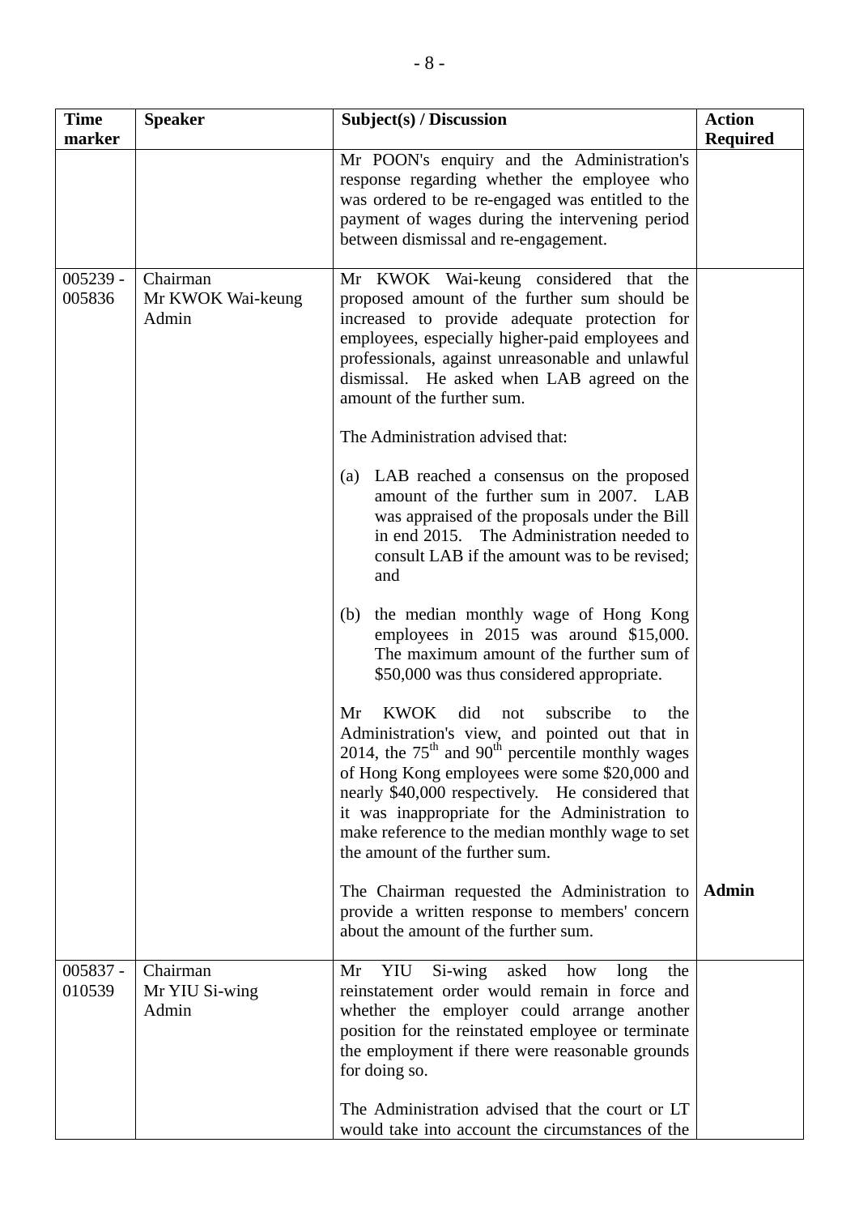| Time marker | Speaker | Subject(s) / Discussion | Action Required |
|---|---|---|---|
| | | Mr POON's enquiry and the Administration's response regarding whether the employee who was ordered to be re-engaged was entitled to the payment of wages during the intervening period between dismissal and re-engagement. | |
| 005239 - 005836 | Chairman<br>Mr KWOK Wai-keung<br>Admin | Mr KWOK Wai-keung considered that the proposed amount of the further sum should be increased to provide adequate protection for employees, especially higher-paid employees and professionals, against unreasonable and unlawful dismissal. He asked when LAB agreed on the amount of the further sum.<br><br>The Administration advised that:<br><br>(a) LAB reached a consensus on the proposed amount of the further sum in 2007. LAB was appraised of the proposals under the Bill in end 2015. The Administration needed to consult LAB if the amount was to be revised; and<br><br>(b) the median monthly wage of Hong Kong employees in 2015 was around $15,000. The maximum amount of the further sum of $50,000 was thus considered appropriate.<br><br>Mr KWOK did not subscribe to the Administration's view, and pointed out that in 2014, the 75th and 90th percentile monthly wages of Hong Kong employees were some $20,000 and nearly $40,000 respectively. He considered that it was inappropriate for the Administration to make reference to the median monthly wage to set the amount of the further sum.<br><br>The Chairman requested the Administration to provide a written response to members' concern about the amount of the further sum. | <br><br><br><br><br><br><br><br><br><br><br><br><br><br><br><br><br><br><br><br><br><br><br><br><br><br>**Admin** |
| 005837 - 010539 | Chairman<br>Mr YIU Si-wing<br>Admin | Mr YIU Si-wing asked how long the reinstatement order would remain in force and whether the employer could arrange another position for the reinstated employee or terminate the employment if there were reasonable grounds for doing so.<br><br>The Administration advised that the court or LT would take into account the circumstances of the | |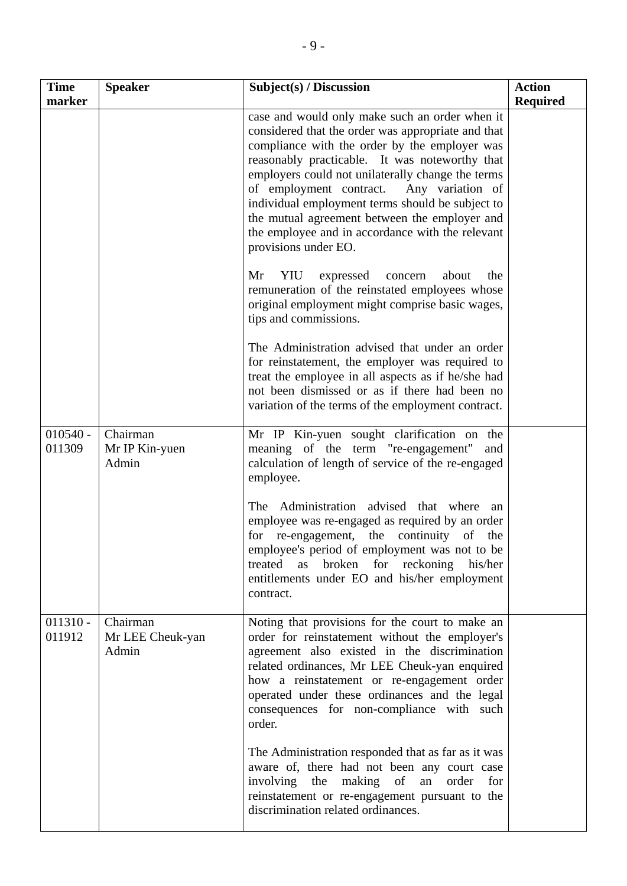| Time marker | Speaker | Subject(s) / Discussion | Action Required |
|---|---|---|---|
| | | case and would only make such an order when it considered that the order was appropriate and that compliance with the order by the employer was reasonably practicable. It was noteworthy that employers could not unilaterally change the terms of employment contract. Any variation of individual employment terms should be subject to the mutual agreement between the employer and the employee and in accordance with the relevant provisions under EO.<br><br>Mr YIU expressed concern about the remuneration of the reinstated employees whose original employment might comprise basic wages, tips and commissions.<br><br>The Administration advised that under an order for reinstatement, the employer was required to treat the employee in all aspects as if he/she had not been dismissed or as if there had been no variation of the terms of the employment contract. | |
| 010540 - 011309 | Chairman<br>Mr IP Kin-yuen<br>Admin | Mr IP Kin-yuen sought clarification on the meaning of the term "re-engagement" and calculation of length of service of the re-engaged employee.<br><br>The Administration advised that where an employee was re-engaged as required by an order for re-engagement, the continuity of the employee's period of employment was not to be treated as broken for reckoning his/her entitlements under EO and his/her employment contract. | |
| 011310 - 011912 | Chairman<br>Mr LEE Cheuk-yan<br>Admin | Noting that provisions for the court to make an order for reinstatement without the employer's agreement also existed in the discrimination related ordinances, Mr LEE Cheuk-yan enquired how a reinstatement or re-engagement order operated under these ordinances and the legal consequences for non-compliance with such order.<br><br>The Administration responded that as far as it was aware of, there had not been any court case involving the making of an order for reinstatement or re-engagement pursuant to the discrimination related ordinances. | |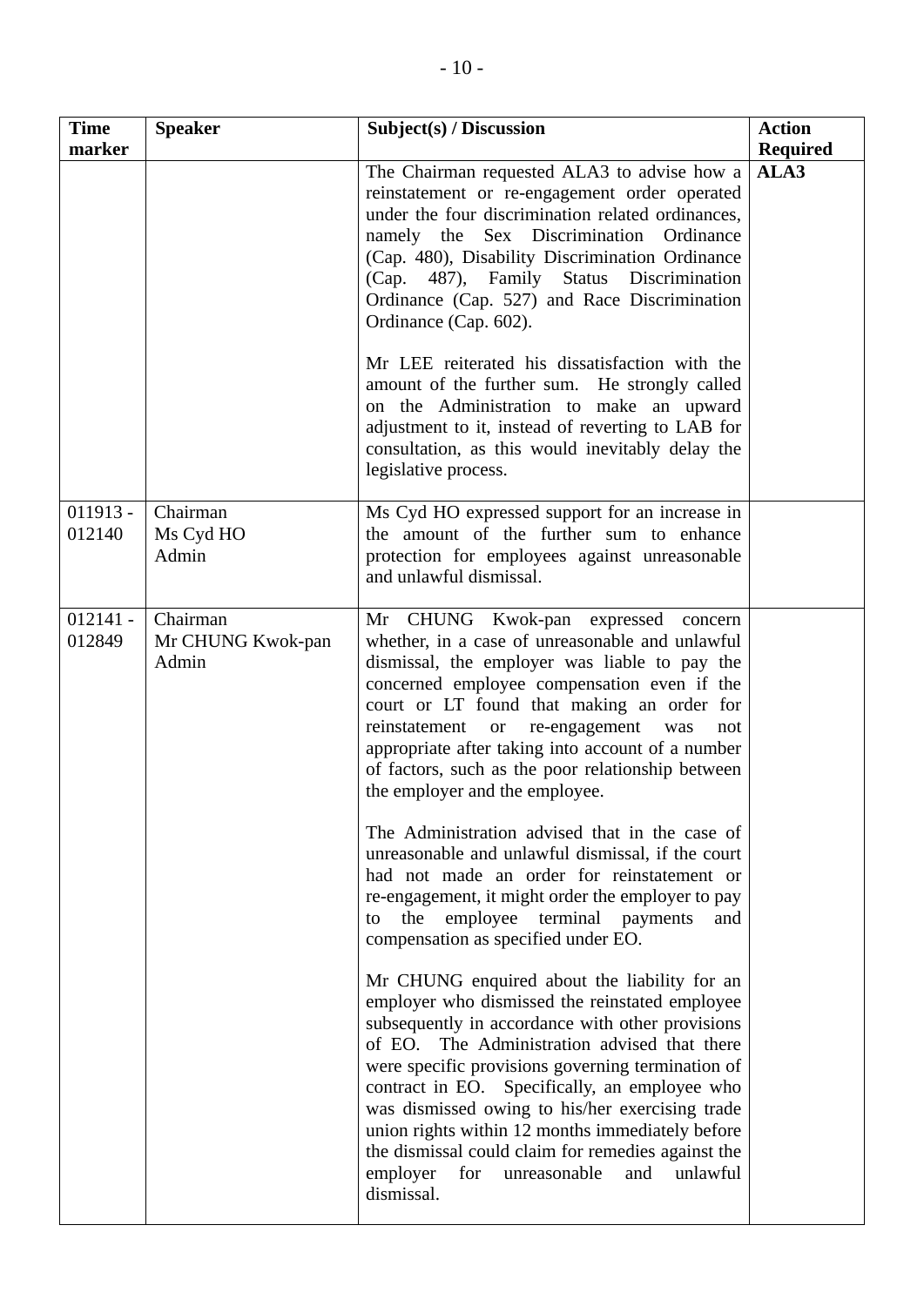| Time marker | Speaker | Subject(s) / Discussion | Action Required |
|---|---|---|---|
| | | The Chairman requested ALA3 to advise how a reinstatement or re-engagement order operated under the four discrimination related ordinances, namely the Sex Discrimination Ordinance (Cap. 480), Disability Discrimination Ordinance (Cap. 487), Family Status Discrimination Ordinance (Cap. 527) and Race Discrimination Ordinance (Cap. 602).<br><br>Mr LEE reiterated his dissatisfaction with the amount of the further sum. He strongly called on the Administration to make an upward adjustment to it, instead of reverting to LAB for consultation, as this would inevitably delay the legislative process. | **ALA3** |
| 011913 - 012140 | Chairman<br>Ms Cyd HO<br>Admin | Ms Cyd HO expressed support for an increase in the amount of the further sum to enhance protection for employees against unreasonable and unlawful dismissal. | |
| 012141 - 012849 | Chairman<br>Mr CHUNG Kwok-pan<br>Admin | Mr CHUNG Kwok-pan expressed concern whether, in a case of unreasonable and unlawful dismissal, the employer was liable to pay the concerned employee compensation even if the court or LT found that making an order for reinstatement or re-engagement was not appropriate after taking into account of a number of factors, such as the poor relationship between the employer and the employee.<br><br>The Administration advised that in the case of unreasonable and unlawful dismissal, if the court had not made an order for reinstatement or re-engagement, it might order the employer to pay to the employee terminal payments and compensation as specified under EO.<br><br>Mr CHUNG enquired about the liability for an employer who dismissed the reinstated employee subsequently in accordance with other provisions of EO. The Administration advised that there were specific provisions governing termination of contract in EO. Specifically, an employee who was dismissed owing to his/her exercising trade union rights within 12 months immediately before the dismissal could claim for remedies against the employer for unreasonable and unlawful dismissal. | |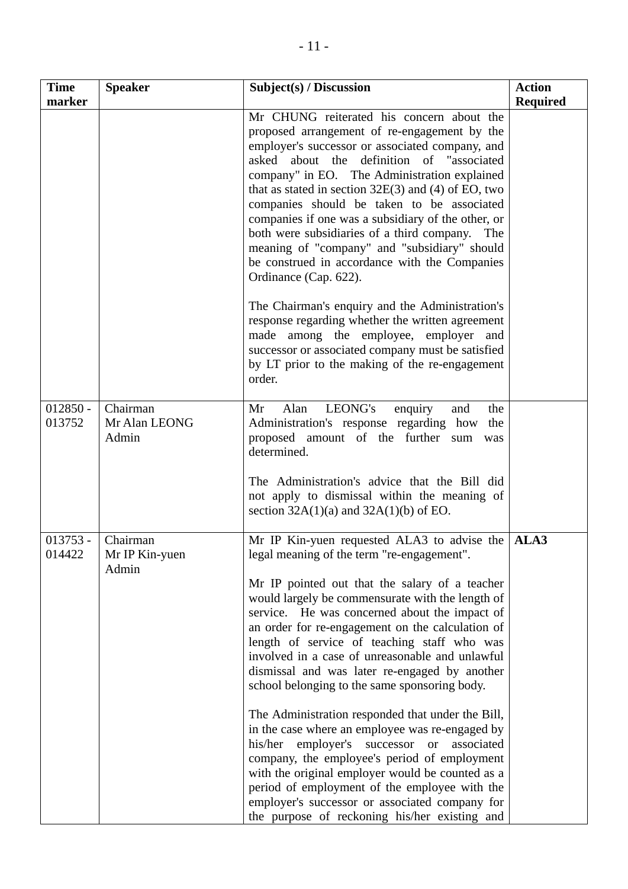| Time marker | Speaker | Subject(s) / Discussion | Action Required |
|---|---|---|---|
| | | Mr CHUNG reiterated his concern about the proposed arrangement of re-engagement by the employer's successor or associated company, and asked about the definition of "associated company" in EO. The Administration explained that as stated in section 32E(3) and (4) of EO, two companies should be taken to be associated companies if one was a subsidiary of the other, or both were subsidiaries of a third company. The meaning of "company" and "subsidiary" should be construed in accordance with the Companies Ordinance (Cap. 622).<br><br>The Chairman's enquiry and the Administration's response regarding whether the written agreement made among the employee, employer and successor or associated company must be satisfied by LT prior to the making of the re-engagement order. | |
| 012850 - 013752 | Chairman<br>Mr Alan LEONG<br>Admin | Mr Alan LEONG's enquiry and the Administration's response regarding how the proposed amount of the further sum was determined.<br><br>The Administration's advice that the Bill did not apply to dismissal within the meaning of section 32A(1)(a) and 32A(1)(b) of EO. | |
| 013753 - 014422 | Chairman<br>Mr IP Kin-yuen<br>Admin | Mr IP Kin-yuen requested ALA3 to advise the legal meaning of the term "re-engagement".<br><br>Mr IP pointed out that the salary of a teacher would largely be commensurate with the length of service. He was concerned about the impact of an order for re-engagement on the calculation of length of service of teaching staff who was involved in a case of unreasonable and unlawful dismissal and was later re-engaged by another school belonging to the same sponsoring body.<br><br>The Administration responded that under the Bill, in the case where an employee was re-engaged by his/her employer's successor or associated company, the employee's period of employment with the original employer would be counted as a period of employment of the employee with the employer's successor or associated company for the purpose of reckoning his/her existing and | **ALA3** |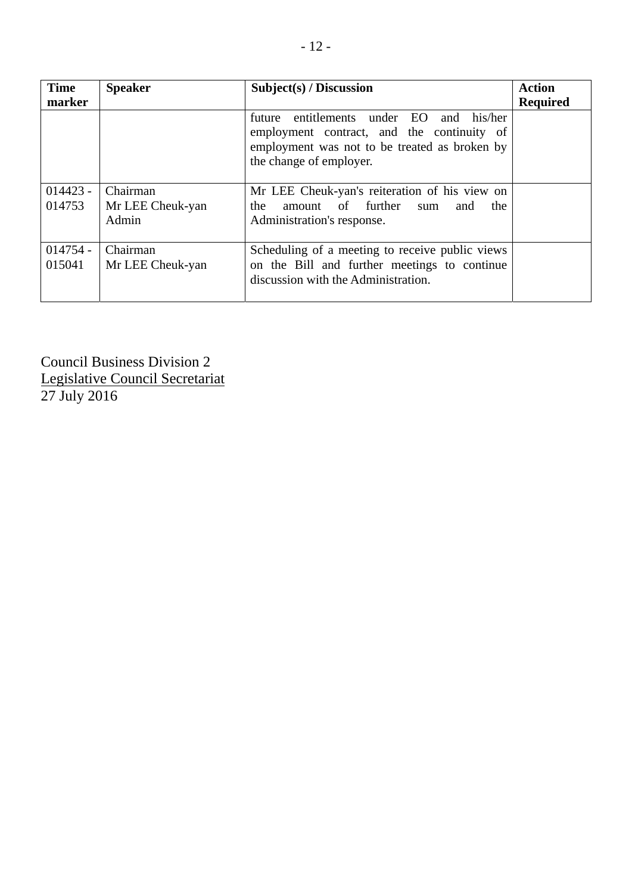| Time marker | Speaker | Subject(s) / Discussion | Action Required |
|---|---|---|---|
| | | future entitlements under EO and his/her employment contract, and the continuity of employment was not to be treated as broken by the change of employer. | |
| 014423 - 014753 | Chairman<br>Mr LEE Cheuk-yan<br>Admin | Mr LEE Cheuk-yan's reiteration of his view on the amount of further sum and the Administration's response. | |
| 014754 - 015041 | Chairman<br>Mr LEE Cheuk-yan | Scheduling of a meeting to receive public views on the Bill and further meetings to continue discussion with the Administration. | |

Council Business Division 2
Legislative Council Secretariat
27 July 2016